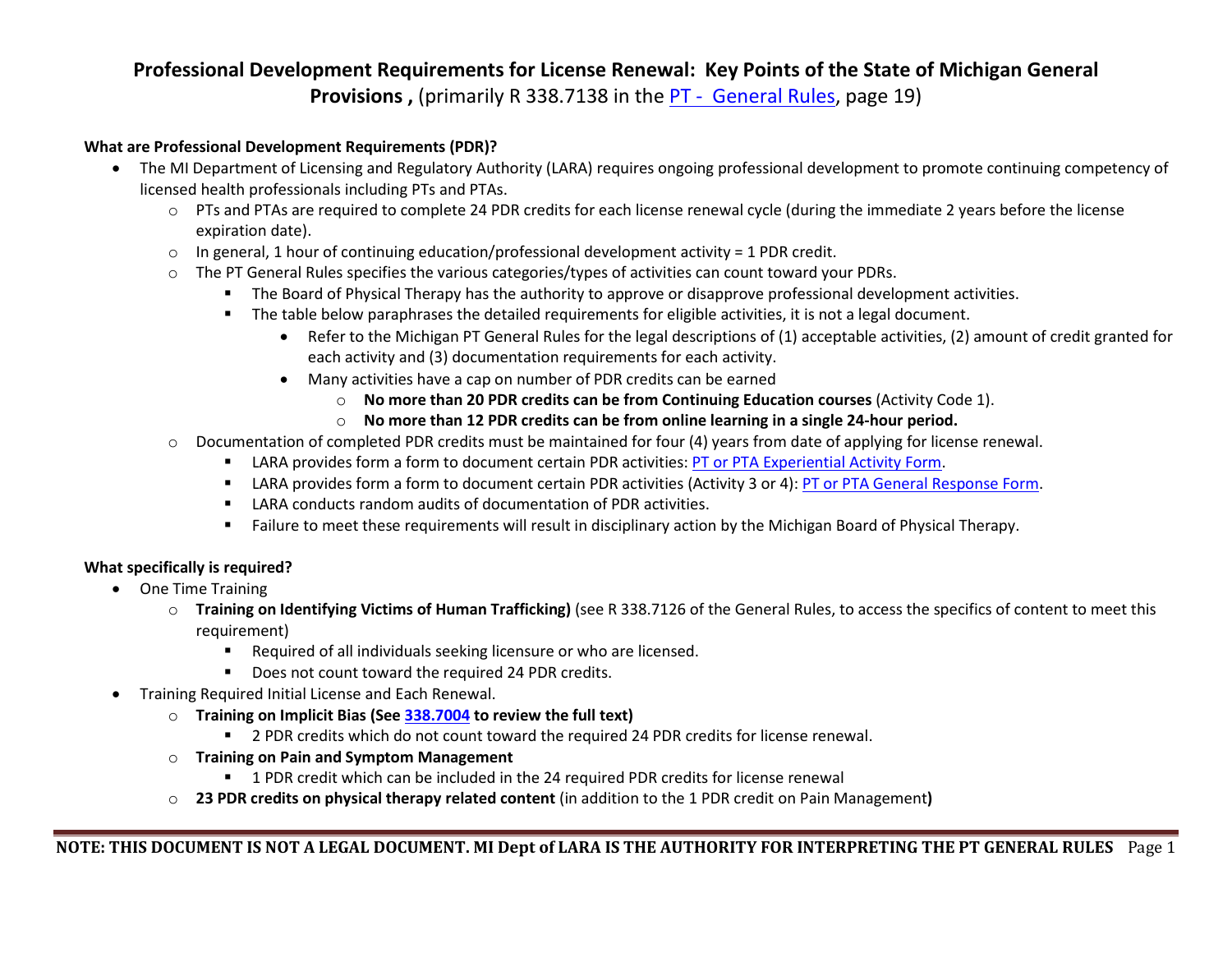# Professional Development Requirements for License Renewal: Key Points of the State of Michigan General Provisions , (primarily R 338.7138 in the PT - General Rules, page 19)

**What are Professional Development Requirements (PDR)?**

- The MI Department of Licensing and Regulatory Authority (LARA) requires ongoing professional development to promote continuing competency of licensed health professionals including PTs and PTAs.
  - PTs and PTAs are required to complete 24 PDR credits for each license renewal cycle (during the immediate 2 years before the license expiration date).
  - In general, 1 hour of continuing education/professional development activity = 1 PDR credit.
  - The PT General Rules specifies the various categories/types of activities can count toward your PDRs.
    - The Board of Physical Therapy has the authority to approve or disapprove professional development activities.
    - The table below paraphrases the detailed requirements for eligible activities, it is not a legal document.
      - Refer to the Michigan PT General Rules for the legal descriptions of (1) acceptable activities, (2) amount of credit granted for each activity and (3) documentation requirements for each activity.
      - Many activities have a cap on number of PDR credits can be earned
        - **No more than 20 PDR credits can be from Continuing Education courses** (Activity Code 1).
        - **No more than 12 PDR credits can be from online learning in a single 24-hour period.**
  - Documentation of completed PDR credits must be maintained for four (4) years from date of applying for license renewal.
    - LARA provides form a form to document certain PDR activities: PT or PTA Experiential Activity Form.
    - LARA provides form a form to document certain PDR activities (Activity 3 or 4): PT or PTA General Response Form.
    - LARA conducts random audits of documentation of PDR activities.
    - Failure to meet these requirements will result in disciplinary action by the Michigan Board of Physical Therapy.

**What specifically is required?**

- One Time Training
  - **Training on Identifying Victims of Human Trafficking)** (see R 338.7126 of the General Rules, to access the specifics of content to meet this requirement)
    - Required of all individuals seeking licensure or who are licensed.
    - Does not count toward the required 24 PDR credits.
- Training Required Initial License and Each Renewal.
  - **Training on Implicit Bias (See 338.7004 to review the full text)**
    - 2 PDR credits which do not count toward the required 24 PDR credits for license renewal.
  - **Training on Pain and Symptom Management**
    - 1 PDR credit which can be included in the 24 required PDR credits for license renewal
  - **23 PDR credits on physical therapy related content** (in addition to the 1 PDR credit on Pain Management**)**

**NOTE: THIS DOCUMENT IS NOT A LEGAL DOCUMENT. MI Dept of LARA IS THE AUTHORITY FOR INTERPRETING THE PT GENERAL RULES**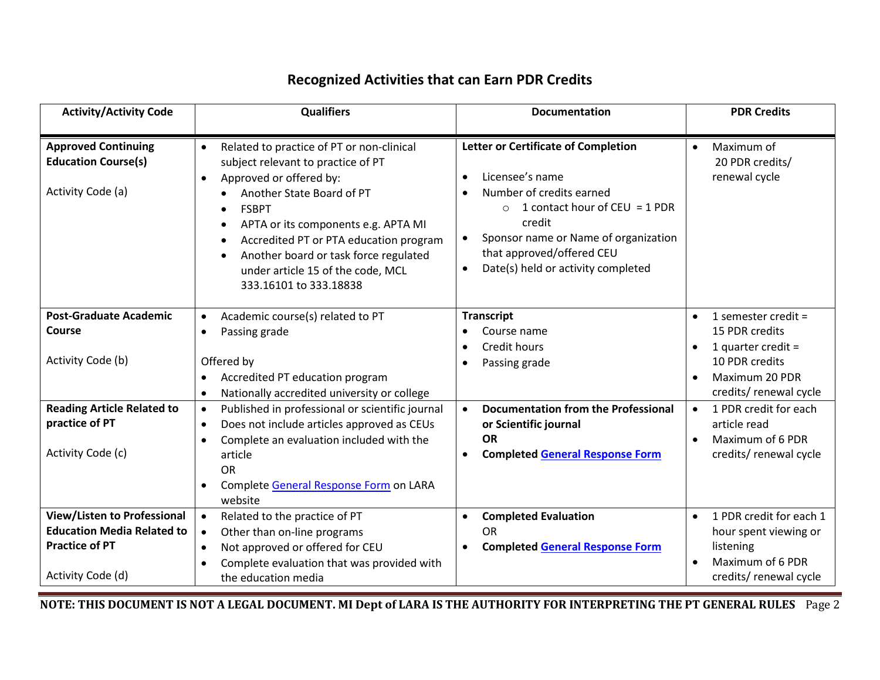## Recognized Activities that can Earn PDR Credits

| Activity/Activity Code | Qualifiers | Documentation | PDR Credits |
|---|---|---|---|
| **Approved Continuing Education Course(s)**<br><br>Activity Code (a) | • Related to practice of PT or non-clinical subject relevant to practice of PT<br>• Approved or offered by:<br>&nbsp;&nbsp;• Another State Board of PT<br>&nbsp;&nbsp;• FSBPT<br>&nbsp;&nbsp;• APTA or its components e.g. APTA MI<br>&nbsp;&nbsp;• Accredited PT or PTA education program<br>&nbsp;&nbsp;• Another board or task force regulated under article 15 of the code, MCL 333.16101 to 333.18838 | **Letter or Certificate of Completion**<br><br>• Licensee's name<br>• Number of credits earned<br>&nbsp;&nbsp;○ 1 contact hour of CEU = 1 PDR credit<br>• Sponsor name or Name of organization that approved/offered CEU<br>• Date(s) held or activity completed | • Maximum of 20 PDR credits/ renewal cycle |
| **Post-Graduate Academic Course**<br><br>Activity Code (b) | • Academic course(s) related to PT<br>• Passing grade<br><br>Offered by<br>• Accredited PT education program<br>• Nationally accredited university or college | **Transcript**<br>• Course name<br>• Credit hours<br>• Passing grade | • 1 semester credit = 15 PDR credits<br>• 1 quarter credit = 10 PDR credits<br>• Maximum 20 PDR credits/ renewal cycle |
| **Reading Article Related to practice of PT**<br><br>Activity Code (c) | • Published in professional or scientific journal<br>• Does not include articles approved as CEUs<br>• Complete an evaluation included with the article<br>OR<br>• Complete General Response Form on LARA website | • **Documentation from the Professional or Scientific journal**<br>**OR**<br>• **Completed General Response Form** | • 1 PDR credit for each article read<br>• Maximum of 6 PDR credits/ renewal cycle |
| **View/Listen to Professional Education Media Related to Practice of PT**<br><br>Activity Code (d) | • Related to the practice of PT<br>• Other than on-line programs<br>• Not approved or offered for CEU<br>• Complete evaluation that was provided with the education media | • **Completed Evaluation**<br>OR<br>• **Completed General Response Form** | • 1 PDR credit for each 1 hour spent viewing or listening<br>• Maximum of 6 PDR credits/ renewal cycle |

**NOTE: THIS DOCUMENT IS NOT A LEGAL DOCUMENT. MI Dept of LARA IS THE AUTHORITY FOR INTERPRETING THE PT GENERAL RULES**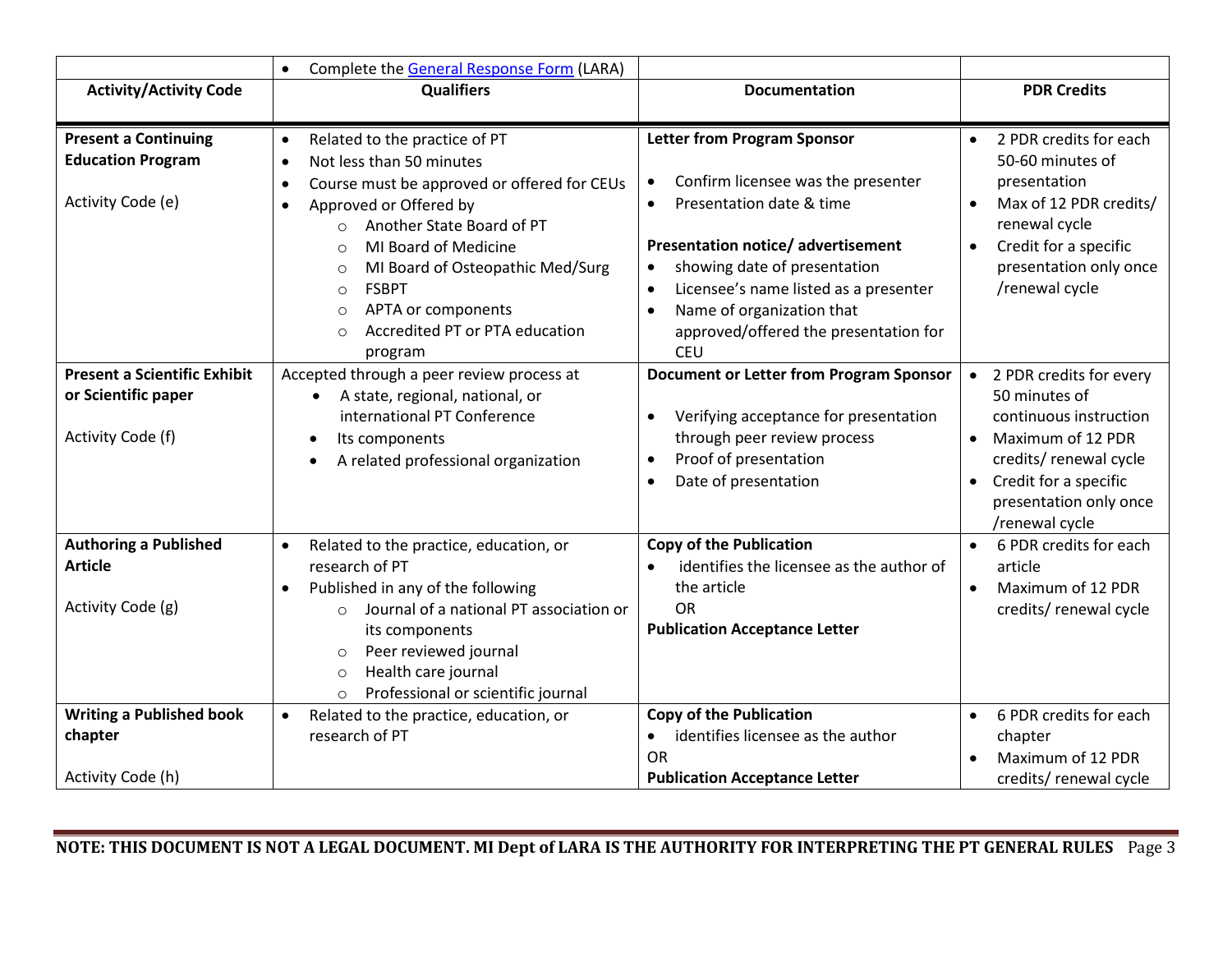| | • Complete the General Response Form (LARA) | | |
|---|---|---|---|
| **Activity/Activity Code** | **Qualifiers** | **Documentation** | **PDR Credits** |
| **Present a Continuing Education Program**<br><br>Activity Code (e) | • Related to the practice of PT<br>• Not less than 50 minutes<br>• Course must be approved or offered for CEUs<br>• Approved or Offered by<br>  ○ Another State Board of PT<br>  ○ MI Board of Medicine<br>  ○ MI Board of Osteopathic Med/Surg<br>  ○ FSBPT<br>  ○ APTA or components<br>  ○ Accredited PT or PTA education program | **Letter from Program Sponsor**<br><br>• Confirm licensee was the presenter<br>• Presentation date & time<br><br>**Presentation notice/ advertisement**<br>• showing date of presentation<br>• Licensee's name listed as a presenter<br>• Name of organization that approved/offered the presentation for CEU | • 2 PDR credits for each 50-60 minutes of presentation<br>• Max of 12 PDR credits/ renewal cycle<br>• Credit for a specific presentation only once /renewal cycle |
| **Present a Scientific Exhibit or Scientific paper**<br><br>Activity Code (f) | Accepted through a peer review process at<br>• A state, regional, national, or international PT Conference<br>• Its components<br>• A related professional organization | **Document or Letter from Program Sponsor**<br><br>• Verifying acceptance for presentation through peer review process<br>• Proof of presentation<br>• Date of presentation | • 2 PDR credits for every 50 minutes of continuous instruction<br>• Maximum of 12 PDR credits/ renewal cycle<br>• Credit for a specific presentation only once /renewal cycle |
| **Authoring a Published Article**<br><br>Activity Code (g) | • Related to the practice, education, or research of PT<br>• Published in any of the following<br>  ○ Journal of a national PT association or its components<br>  ○ Peer reviewed journal<br>  ○ Health care journal<br>  ○ Professional or scientific journal | **Copy of the Publication**<br>• identifies the licensee as the author of the article<br>OR<br>**Publication Acceptance Letter** | • 6 PDR credits for each article<br>• Maximum of 12 PDR credits/ renewal cycle |
| **Writing a Published book chapter**<br><br>Activity Code (h) | • Related to the practice, education, or research of PT | **Copy of the Publication**<br>• identifies licensee as the author<br>OR<br>**Publication Acceptance Letter** | • 6 PDR credits for each chapter<br>• Maximum of 12 PDR credits/ renewal cycle |

**NOTE: THIS DOCUMENT IS NOT A LEGAL DOCUMENT. MI Dept of LARA IS THE AUTHORITY FOR INTERPRETING THE PT GENERAL RULES**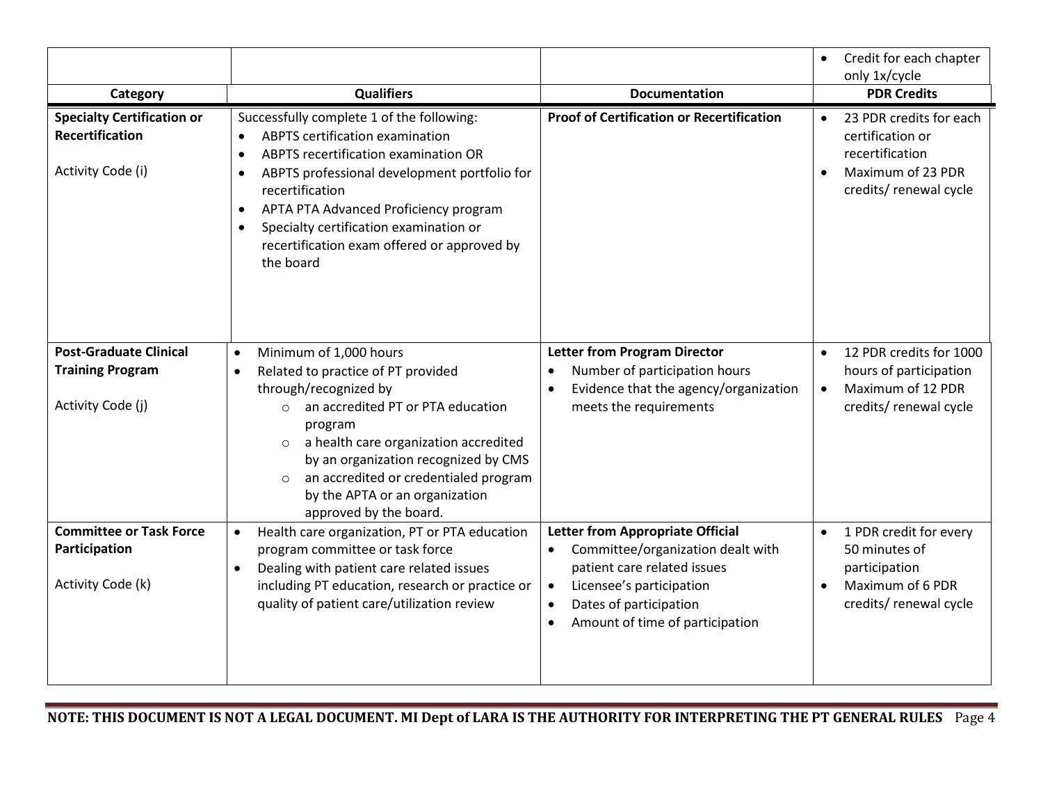| | | | • Credit for each chapter only 1x/cycle |
|---|---|---|---|
| **Category** | **Qualifiers** | **Documentation** | **PDR Credits** |
| **Specialty Certification or Recertification**<br><br>Activity Code (i) | Successfully complete 1 of the following:<br>• ABPTS certification examination<br>• ABPTS recertification examination OR<br>• ABPTS professional development portfolio for recertification<br>• APTA PTA Advanced Proficiency program<br>• Specialty certification examination or recertification exam offered or approved by the board | **Proof of Certification or Recertification** | • 23 PDR credits for each certification or recertification<br>• Maximum of 23 PDR credits/ renewal cycle |
| **Post-Graduate Clinical Training Program**<br><br>Activity Code (j) | • Minimum of 1,000 hours<br>• Related to practice of PT provided through/recognized by<br>  ○ an accredited PT or PTA education program<br>  ○ a health care organization accredited by an organization recognized by CMS<br>  ○ an accredited or credentialed program by the APTA or an organization approved by the board. | **Letter from Program Director**<br>• Number of participation hours<br>• Evidence that the agency/organization meets the requirements | • 12 PDR credits for 1000 hours of participation<br>• Maximum of 12 PDR credits/ renewal cycle |
| **Committee or Task Force Participation**<br><br>Activity Code (k) | • Health care organization, PT or PTA education program committee or task force<br>• Dealing with patient care related issues including PT education, research or practice or quality of patient care/utilization review | **Letter from Appropriate Official**<br>• Committee/organization dealt with patient care related issues<br>• Licensee's participation<br>• Dates of participation<br>• Amount of time of participation | • 1 PDR credit for every 50 minutes of participation<br>• Maximum of 6 PDR credits/ renewal cycle |

**NOTE: THIS DOCUMENT IS NOT A LEGAL DOCUMENT. MI Dept of LARA IS THE AUTHORITY FOR INTERPRETING THE PT GENERAL RULES**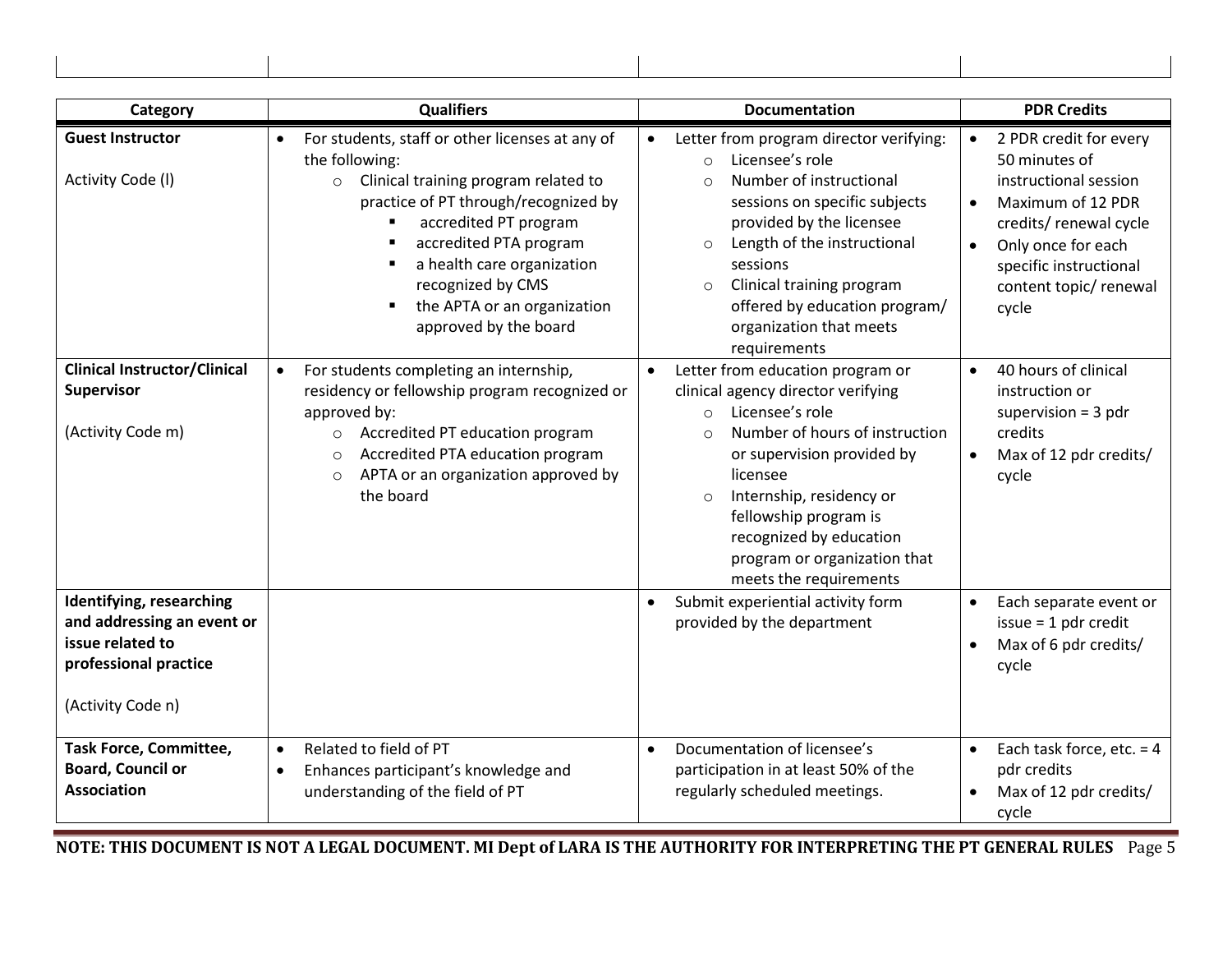| Category | Qualifiers | Documentation | PDR Credits |
|---|---|---|---|
| **Guest Instructor**<br><br>Activity Code (l) | • For students, staff or other licenses at any of the following:<br>  ○ Clinical training program related to practice of PT through/recognized by<br>    ▪ accredited PT program<br>    ▪ accredited PTA program<br>    ▪ a health care organization recognized by CMS<br>    ▪ the APTA or an organization approved by the board | • Letter from program director verifying:<br>  ○ Licensee's role<br>  ○ Number of instructional sessions on specific subjects provided by the licensee<br>  ○ Length of the instructional sessions<br>  ○ Clinical training program offered by education program/ organization that meets requirements | • 2 PDR credit for every 50 minutes of instructional session<br>• Maximum of 12 PDR credits/ renewal cycle<br>• Only once for each specific instructional content topic/ renewal cycle |
| **Clinical Instructor/Clinical Supervisor**<br><br>(Activity Code m) | • For students completing an internship, residency or fellowship program recognized or approved by:<br>  ○ Accredited PT education program<br>  ○ Accredited PTA education program<br>  ○ APTA or an organization approved by the board | • Letter from education program or clinical agency director verifying<br>  ○ Licensee's role<br>  ○ Number of hours of instruction or supervision provided by licensee<br>  ○ Internship, residency or fellowship program is recognized by education program or organization that meets the requirements | • 40 hours of clinical instruction or supervision = 3 pdr credits<br>• Max of 12 pdr credits/ cycle |
| **Identifying, researching and addressing an event or issue related to professional practice**<br><br>(Activity Code n) | | • Submit experiential activity form provided by the department | • Each separate event or issue = 1 pdr credit<br>• Max of 6 pdr credits/ cycle |
| **Task Force, Committee, Board, Council or Association** | • Related to field of PT<br>• Enhances participant's knowledge and understanding of the field of PT | • Documentation of licensee's participation in at least 50% of the regularly scheduled meetings. | • Each task force, etc. = 4 pdr credits<br>• Max of 12 pdr credits/ cycle |

**NOTE: THIS DOCUMENT IS NOT A LEGAL DOCUMENT. MI Dept of LARA IS THE AUTHORITY FOR INTERPRETING THE PT GENERAL RULES**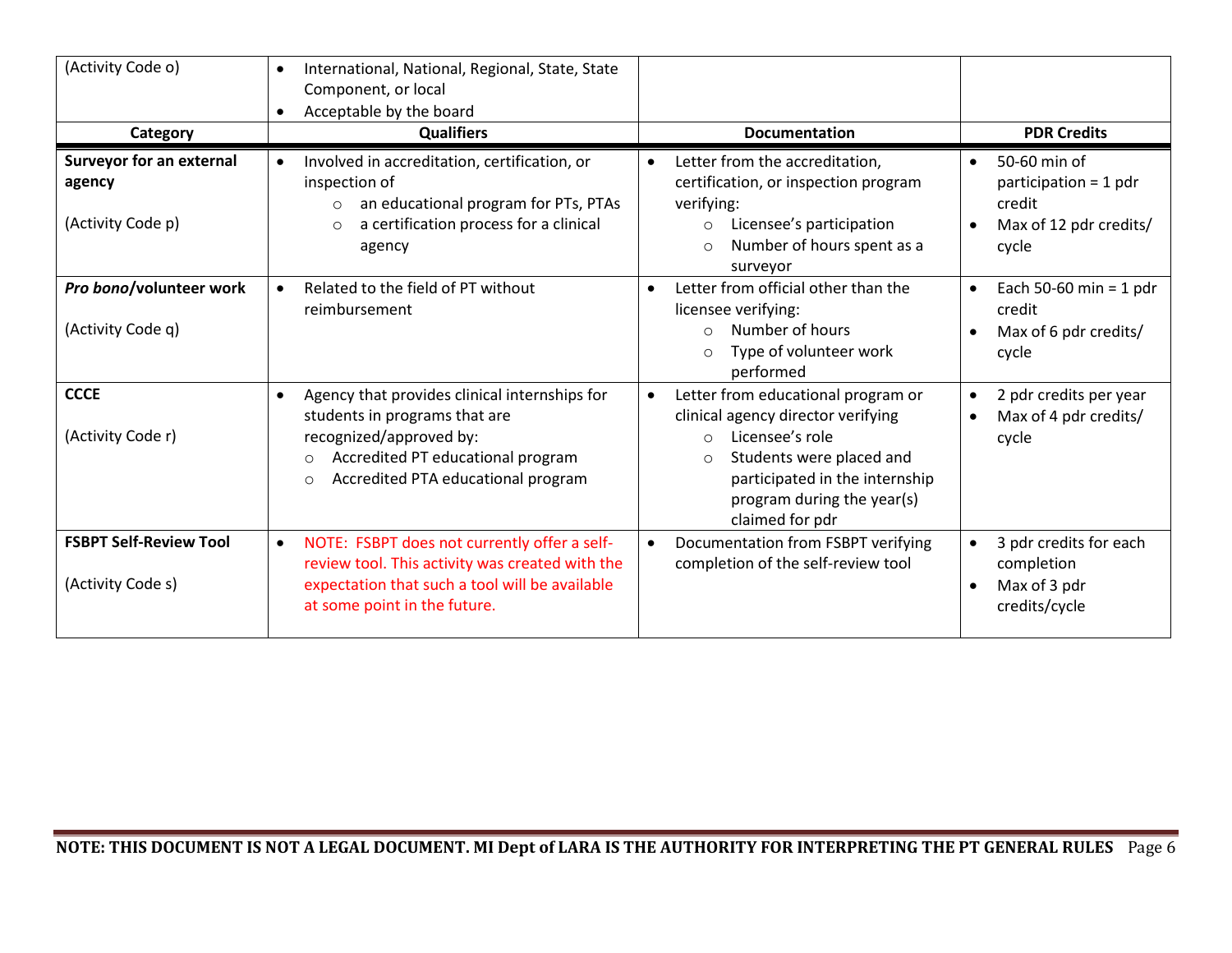| | | | |
|---|---|---|---|
| (Activity Code o) | • International, National, Regional, State, State Component, or local<br>• Acceptable by the board | | |
| **Category** | **Qualifiers** | **Documentation** | **PDR Credits** |
| **Surveyor for an external agency**<br><br>(Activity Code p) | • Involved in accreditation, certification, or inspection of<br>  ○ an educational program for PTs, PTAs<br>  ○ a certification process for a clinical agency | • Letter from the accreditation, certification, or inspection program verifying:<br>  ○ Licensee's participation<br>  ○ Number of hours spent as a surveyor | • 50-60 min of participation = 1 pdr credit<br>• Max of 12 pdr credits/ cycle |
| ***Pro bono*/volunteer work**<br><br>(Activity Code q) | • Related to the field of PT without reimbursement | • Letter from official other than the licensee verifying:<br>  ○ Number of hours<br>  ○ Type of volunteer work performed | • Each 50-60 min = 1 pdr credit<br>• Max of 6 pdr credits/ cycle |
| **CCCE**<br><br>(Activity Code r) | • Agency that provides clinical internships for students in programs that are recognized/approved by:<br>  ○ Accredited PT educational program<br>  ○ Accredited PTA educational program | • Letter from educational program or clinical agency director verifying<br>  ○ Licensee's role<br>  ○ Students were placed and participated in the internship program during the year(s) claimed for pdr | • 2 pdr credits per year<br>• Max of 4 pdr credits/ cycle |
| **FSBPT Self-Review Tool**<br><br>(Activity Code s) | • NOTE: FSBPT does not currently offer a self-review tool. This activity was created with the expectation that such a tool will be available at some point in the future. | • Documentation from FSBPT verifying completion of the self-review tool | • 3 pdr credits for each completion<br>• Max of 3 pdr credits/cycle |

**NOTE: THIS DOCUMENT IS NOT A LEGAL DOCUMENT. MI Dept of LARA IS THE AUTHORITY FOR INTERPRETING THE PT GENERAL RULES**